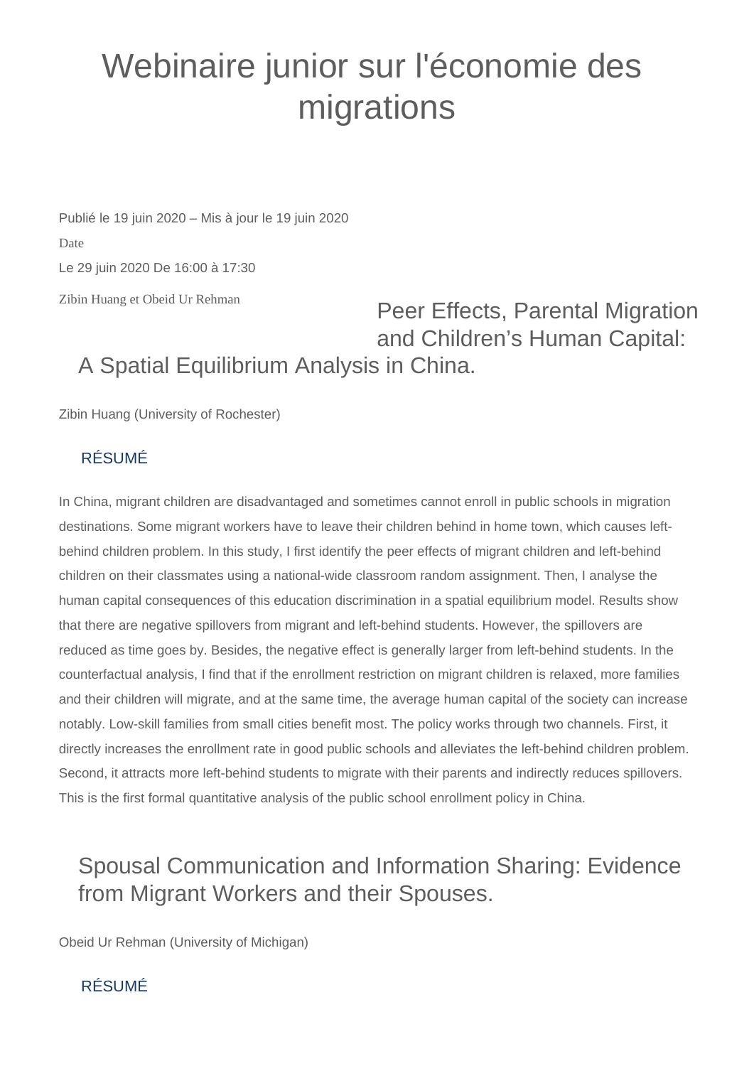# Webinaire junior sur l'économie des migrations

Publié le 19 juin 2020 – Mis à jour le 19 juin 2020

Date

Le 29 juin 2020 De 16:00 à 17:30

Zibin Huang et Obeid Ur Rehman

## Peer Effects, Parental Migration and Children's Human Capital: A Spatial Equilibrium Analysis in China.

Zibin Huang (University of Rochester)

### RÉSUMÉ

In China, migrant children are disadvantaged and sometimes cannot enroll in public schools in migration destinations. Some migrant workers have to leave their children behind in home town, which causes left-behind children problem. In this study, I first identify the peer effects of migrant children and left-behind children on their classmates using a national-wide classroom random assignment. Then, I analyse the human capital consequences of this education discrimination in a spatial equilibrium model. Results show that there are negative spillovers from migrant and left-behind students. However, the spillovers are reduced as time goes by. Besides, the negative effect is generally larger from left-behind students. In the counterfactual analysis, I find that if the enrollment restriction on migrant children is relaxed, more families and their children will migrate, and at the same time, the average human capital of the society can increase notably. Low-skill families from small cities benefit most. The policy works through two channels. First, it directly increases the enrollment rate in good public schools and alleviates the left-behind children problem. Second, it attracts more left-behind students to migrate with their parents and indirectly reduces spillovers. This is the first formal quantitative analysis of the public school enrollment policy in China.

## Spousal Communication and Information Sharing: Evidence from Migrant Workers and their Spouses.

Obeid Ur Rehman (University of Michigan)

### RÉSUMÉ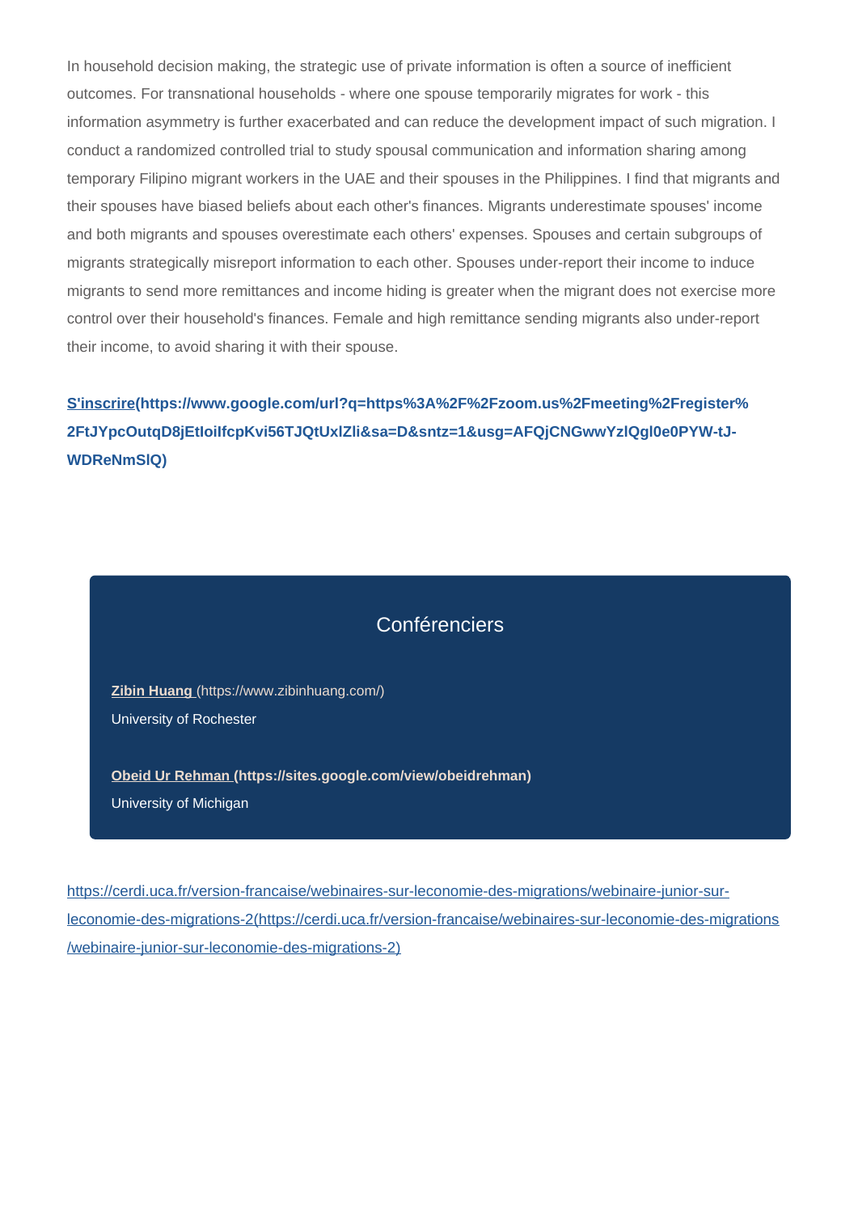In household decision making, the strategic use of private information is often a source of inefficient outcomes. For transnational households - where one spouse temporarily migrates for work - this information asymmetry is further exacerbated and can reduce the development impact of such migration. I conduct a randomized controlled trial to study spousal communication and information sharing among temporary Filipino migrant workers in the UAE and their spouses in the Philippines. I find that migrants and their spouses have biased beliefs about each other's finances. Migrants underestimate spouses' income and both migrants and spouses overestimate each others' expenses. Spouses and certain subgroups of migrants strategically misreport information to each other. Spouses under-report their income to induce migrants to send more remittances and income hiding is greater when the migrant does not exercise more control over their household's finances. Female and high remittance sending migrants also under-report their income, to avoid sharing it with their spouse.

**S'inscrire(https://www.google.com/url?q=https%3A%2F%2Fzoom.us%2Fmeeting%2Fregister%2FtJYpcOutqD8jEtIoiIfcpKvi56TJQtUxlZli&sa=D&sntz=1&usg=AFQjCNGwwYzlQgl0e0PYW-tJ-WDReNmSlQ)**

## Conférenciers

**Zibin Huang** (https://www.zibinhuang.com/)
University of Rochester

**Obeid Ur Rehman (https://sites.google.com/view/obeidrehman)**
University of Michigan

https://cerdi.uca.fr/version-francaise/webinaires-sur-leconomie-des-migrations/webinaire-junior-sur-leconomie-des-migrations-2(https://cerdi.uca.fr/version-francaise/webinaires-sur-leconomie-des-migrations/webinaire-junior-sur-leconomie-des-migrations-2)